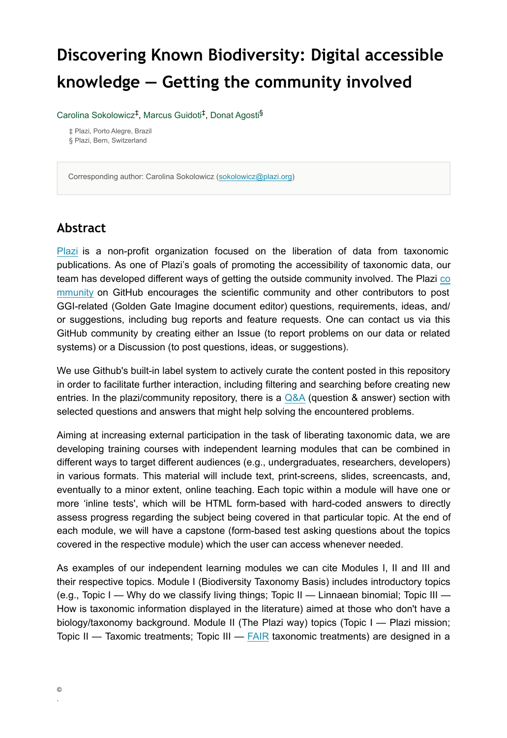# Discovering Known Biodiversity: Digital accessible knowledge — Getting the community involved

Carolina Sokolowicz[‡], Marcus Guidoti[‡], Donat Agosti[§]

‡ Plazi, Porto Alegre, Brazil
§ Plazi, Bern, Switzerland

Corresponding author: Carolina Sokolowicz (sokolowicz@plazi.org)

## Abstract

Plazi is a non-profit organization focused on the liberation of data from taxonomic publications. As one of Plazi's goals of promoting the accessibility of taxonomic data, our team has developed different ways of getting the outside community involved. The Plazi community on GitHub encourages the scientific community and other contributors to post GGI-related (Golden Gate Imagine document editor) questions, requirements, ideas, and/or suggestions, including bug reports and feature requests. One can contact us via this GitHub community by creating either an Issue (to report problems on our data or related systems) or a Discussion (to post questions, ideas, or suggestions).

We use Github's built-in label system to actively curate the content posted in this repository in order to facilitate further interaction, including filtering and searching before creating new entries. In the plazi/community repository, there is a Q&A (question & answer) section with selected questions and answers that might help solving the encountered problems.

Aiming at increasing external participation in the task of liberating taxonomic data, we are developing training courses with independent learning modules that can be combined in different ways to target different audiences (e.g., undergraduates, researchers, developers) in various formats. This material will include text, print-screens, slides, screencasts, and, eventually to a minor extent, online teaching. Each topic within a module will have one or more 'inline tests', which will be HTML form-based with hard-coded answers to directly assess progress regarding the subject being covered in that particular topic. At the end of each module, we will have a capstone (form-based test asking questions about the topics covered in the respective module) which the user can access whenever needed.

As examples of our independent learning modules we can cite Modules I, II and III and their respective topics. Module I (Biodiversity Taxonomy Basis) includes introductory topics (e.g., Topic I — Why do we classify living things; Topic II — Linnaean binomial; Topic III — How is taxonomic information displayed in the literature) aimed at those who don't have a biology/taxonomy background. Module II (The Plazi way) topics (Topic I — Plazi mission; Topic II — Taxomic treatments; Topic III — FAIR taxonomic treatments) are designed in a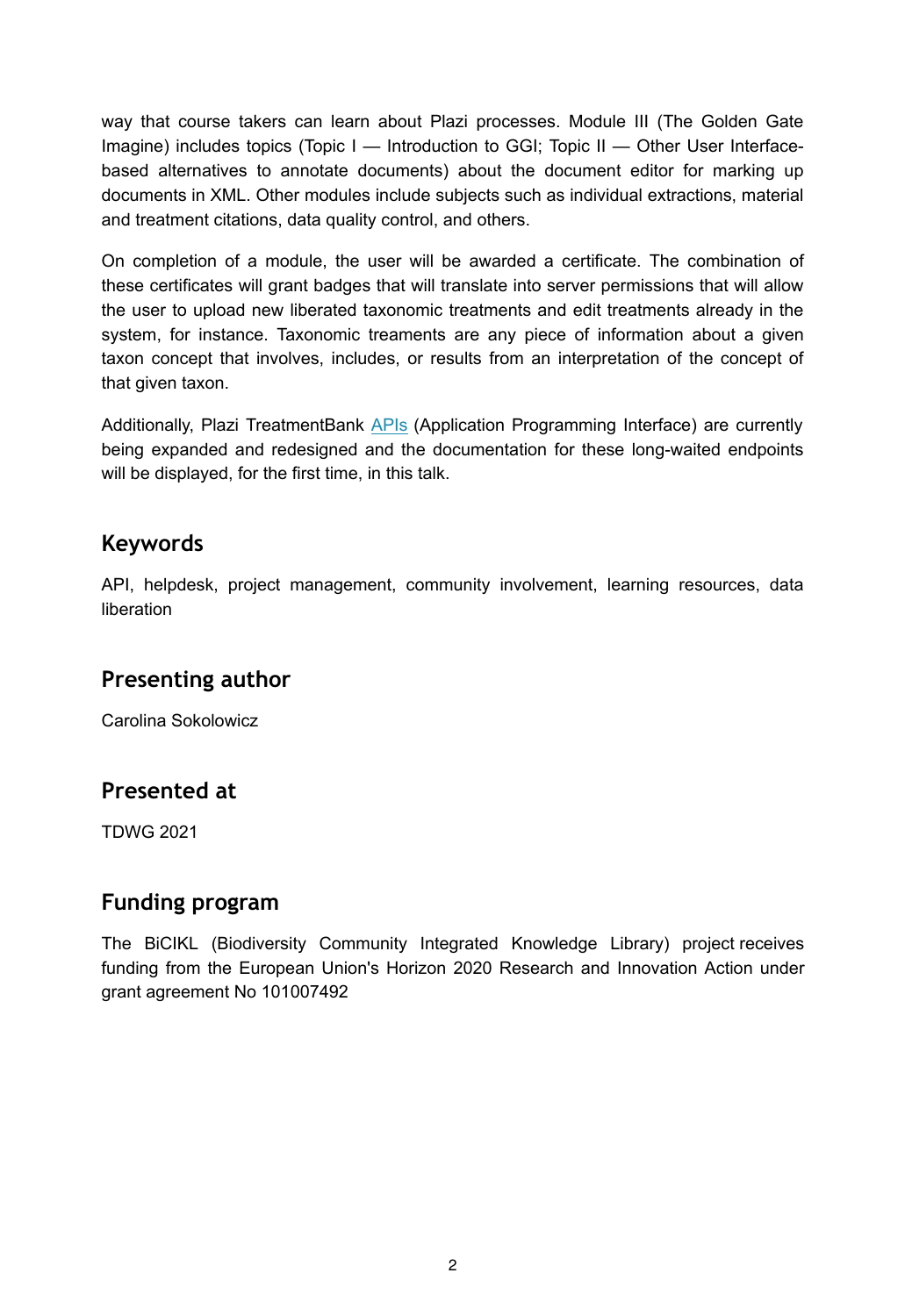way that course takers can learn about Plazi processes. Module III (The Golden Gate Imagine) includes topics (Topic I — Introduction to GGI; Topic II — Other User Interface-based alternatives to annotate documents) about the document editor for marking up documents in XML. Other modules include subjects such as individual extractions, material and treatment citations, data quality control, and others.

On completion of a module, the user will be awarded a certificate. The combination of these certificates will grant badges that will translate into server permissions that will allow the user to upload new liberated taxonomic treatments and edit treatments already in the system, for instance. Taxonomic treaments are any piece of information about a given taxon concept that involves, includes, or results from an interpretation of the concept of that given taxon.

Additionally, Plazi TreatmentBank APIs (Application Programming Interface) are currently being expanded and redesigned and the documentation for these long-waited endpoints will be displayed, for the first time, in this talk.

## Keywords

API, helpdesk, project management, community involvement, learning resources, data liberation

## Presenting author

Carolina Sokolowicz

## Presented at

TDWG 2021

## Funding program

The BiCIKL (Biodiversity Community Integrated Knowledge Library) project receives funding from the European Union's Horizon 2020 Research and Innovation Action under grant agreement No 101007492